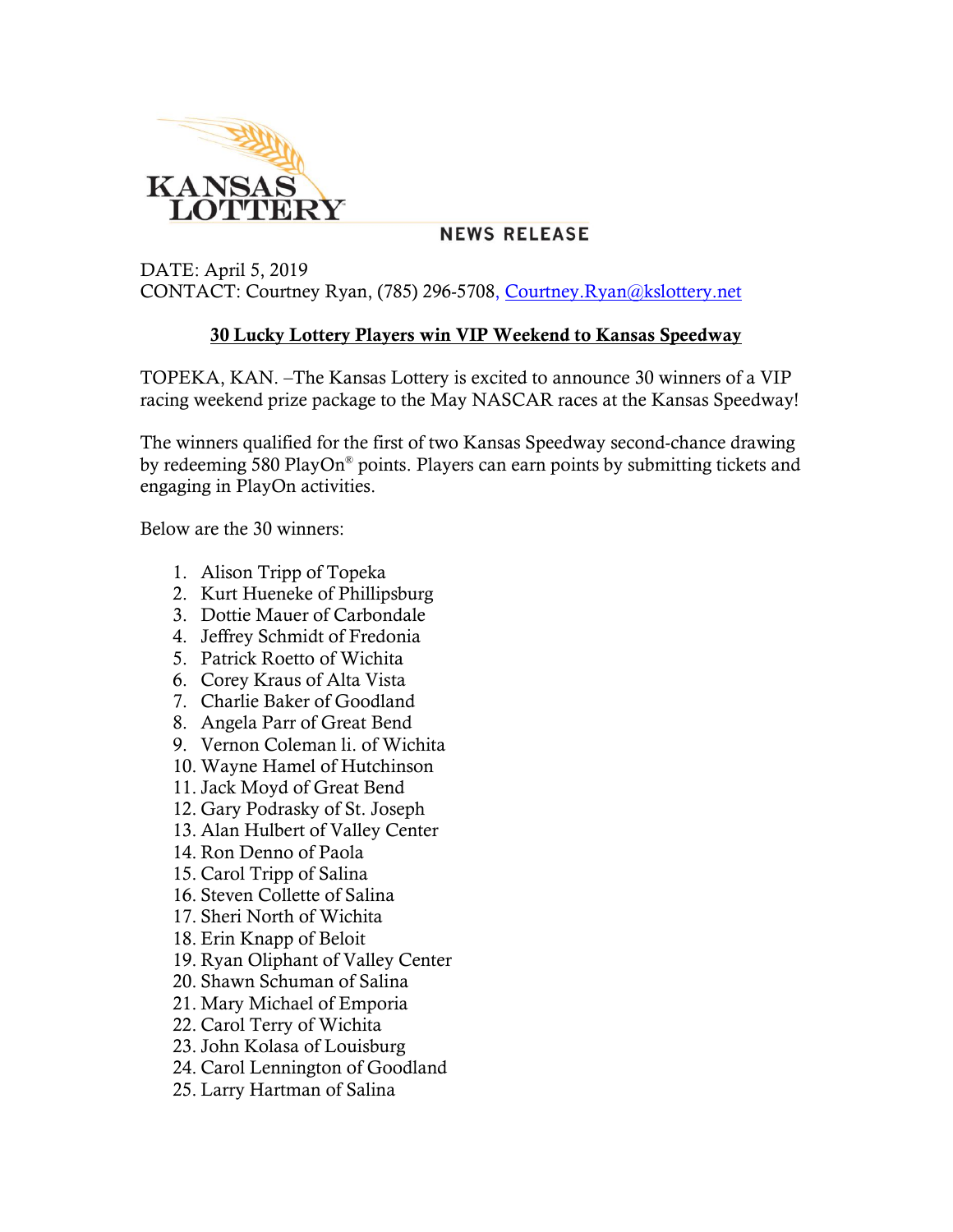**KANSAS LOTTERY**

**NEWS RELEASE**

DATE: April 5, 2019
CONTACT: Courtney Ryan, (785) 296-5708, Courtney.Ryan@kslottery.net

## 30 Lucky Lottery Players win VIP Weekend to Kansas Speedway

TOPEKA, KAN. –The Kansas Lottery is excited to announce 30 winners of a VIP racing weekend prize package to the May NASCAR races at the Kansas Speedway!

The winners qualified for the first of two Kansas Speedway second-chance drawing by redeeming 580 PlayOn® points. Players can earn points by submitting tickets and engaging in PlayOn activities.

Below are the 30 winners:

1. Alison Tripp of Topeka
2. Kurt Hueneke of Phillipsburg
3. Dottie Mauer of Carbondale
4. Jeffrey Schmidt of Fredonia
5. Patrick Roetto of Wichita
6. Corey Kraus of Alta Vista
7. Charlie Baker of Goodland
8. Angela Parr of Great Bend
9. Vernon Coleman li. of Wichita
10. Wayne Hamel of Hutchinson
11. Jack Moyd of Great Bend
12. Gary Podrasky of St. Joseph
13. Alan Hulbert of Valley Center
14. Ron Denno of Paola
15. Carol Tripp of Salina
16. Steven Collette of Salina
17. Sheri North of Wichita
18. Erin Knapp of Beloit
19. Ryan Oliphant of Valley Center
20. Shawn Schuman of Salina
21. Mary Michael of Emporia
22. Carol Terry of Wichita
23. John Kolasa of Louisburg
24. Carol Lennington of Goodland
25. Larry Hartman of Salina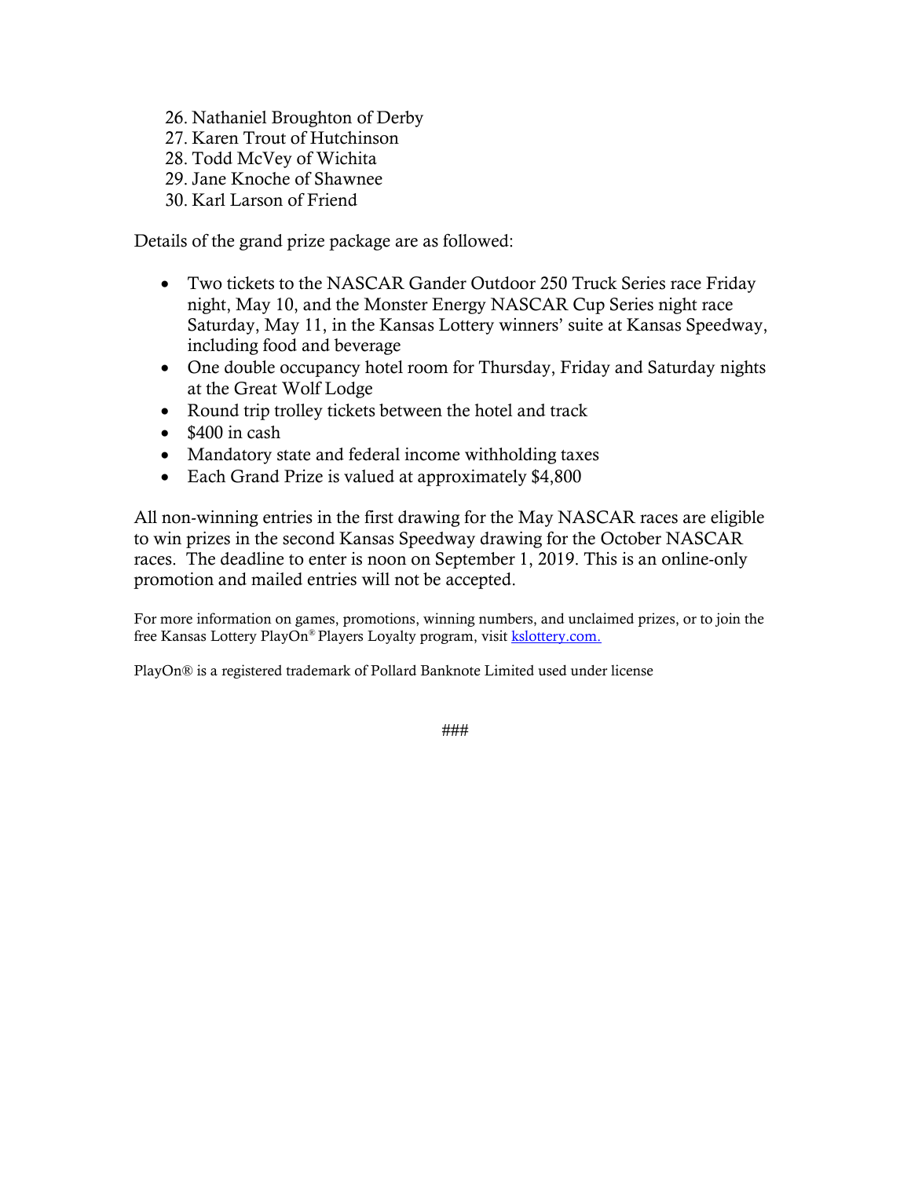26. Nathaniel Broughton of Derby
27. Karen Trout of Hutchinson
28. Todd McVey of Wichita
29. Jane Knoche of Shawnee
30. Karl Larson of Friend

Details of the grand prize package are as followed:

- Two tickets to the NASCAR Gander Outdoor 250 Truck Series race Friday night, May 10, and the Monster Energy NASCAR Cup Series night race Saturday, May 11, in the Kansas Lottery winners' suite at Kansas Speedway, including food and beverage
- One double occupancy hotel room for Thursday, Friday and Saturday nights at the Great Wolf Lodge
- Round trip trolley tickets between the hotel and track
- $400 in cash
- Mandatory state and federal income withholding taxes
- Each Grand Prize is valued at approximately $4,800

All non-winning entries in the first drawing for the May NASCAR races are eligible to win prizes in the second Kansas Speedway drawing for the October NASCAR races. The deadline to enter is noon on September 1, 2019. This is an online-only promotion and mailed entries will not be accepted.

For more information on games, promotions, winning numbers, and unclaimed prizes, or to join the free Kansas Lottery PlayOn® Players Loyalty program, visit [kslottery.com.](kslottery.com)

PlayOn® is a registered trademark of Pollard Banknote Limited used under license

###